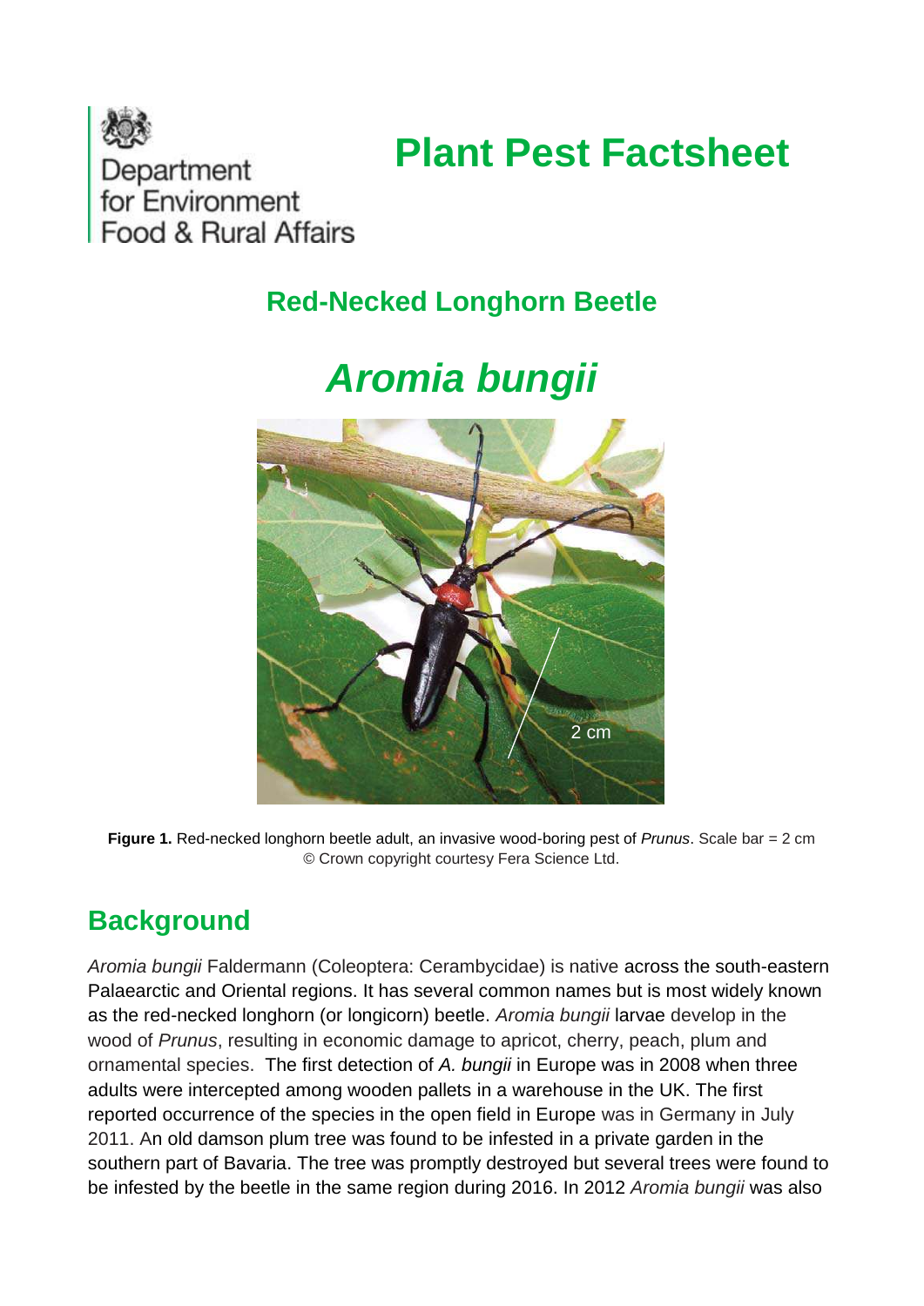Department for Environment Food & Rural Affairs

# Plant Pest Factsheet

## Red-Necked Longhorn Beetle

# *Aromia bungii*

**Figure 1.** Red-necked longhorn beetle adult, an invasive wood-boring pest of *Prunus*. Scale bar = 2 cm © Crown copyright courtesy Fera Science Ltd.

## Background

*Aromia bungii* Faldermann (Coleoptera: Cerambycidae) is native across the south-eastern Palaearctic and Oriental regions. It has several common names but is most widely known as the red-necked longhorn (or longicorn) beetle. *Aromia bungii* larvae develop in the wood of *Prunus*, resulting in economic damage to apricot, cherry, peach, plum and ornamental species. The first detection of *A. bungii* in Europe was in 2008 when three adults were intercepted among wooden pallets in a warehouse in the UK. The first reported occurrence of the species in the open field in Europe was in Germany in July 2011. An old damson plum tree was found to be infested in a private garden in the southern part of Bavaria. The tree was promptly destroyed but several trees were found to be infested by the beetle in the same region during 2016. In 2012 *Aromia bungii* was also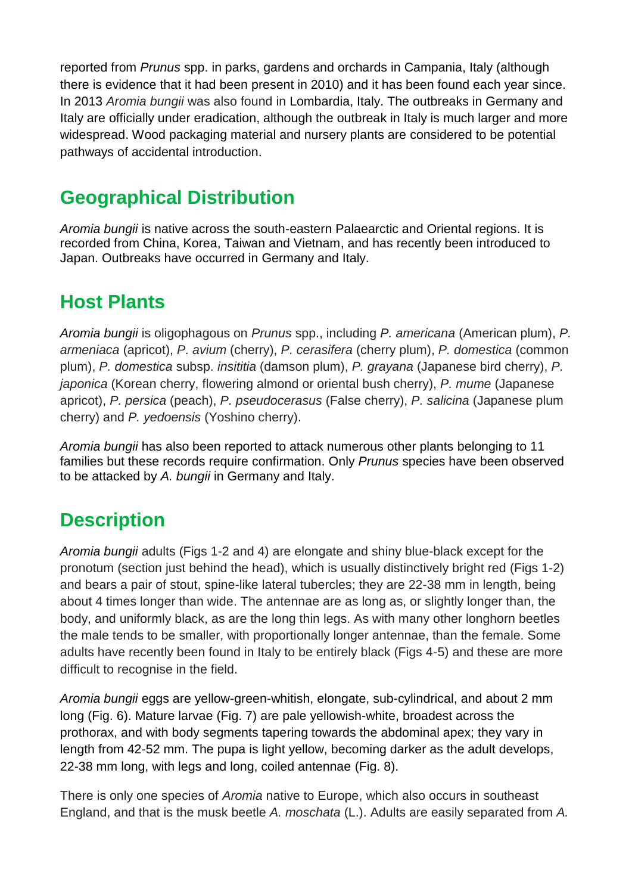reported from *Prunus* spp. in parks, gardens and orchards in Campania, Italy (although there is evidence that it had been present in 2010) and it has been found each year since. In 2013 *Aromia bungii* was also found in Lombardia, Italy. The outbreaks in Germany and Italy are officially under eradication, although the outbreak in Italy is much larger and more widespread. Wood packaging material and nursery plants are considered to be potential pathways of accidental introduction.

## Geographical Distribution

*Aromia bungii* is native across the south-eastern Palaearctic and Oriental regions. It is recorded from China, Korea, Taiwan and Vietnam, and has recently been introduced to Japan. Outbreaks have occurred in Germany and Italy.

## Host Plants

*Aromia bungii* is oligophagous on *Prunus* spp., including *P. americana* (American plum), *P. armeniaca* (apricot), *P. avium* (cherry), *P. cerasifera* (cherry plum), *P. domestica* (common plum), *P. domestica* subsp. *insititia* (damson plum), *P. grayana* (Japanese bird cherry), *P. japonica* (Korean cherry, flowering almond or oriental bush cherry), *P. mume* (Japanese apricot), *P. persica* (peach), *P. pseudocerasus* (False cherry), *P. salicina* (Japanese plum cherry) and *P. yedoensis* (Yoshino cherry).

*Aromia bungii* has also been reported to attack numerous other plants belonging to 11 families but these records require confirmation. Only *Prunus* species have been observed to be attacked by *A. bungii* in Germany and Italy.

## Description

*Aromia bungii* adults (Figs 1-2 and 4) are elongate and shiny blue-black except for the pronotum (section just behind the head), which is usually distinctively bright red (Figs 1-2) and bears a pair of stout, spine-like lateral tubercles; they are 22-38 mm in length, being about 4 times longer than wide. The antennae are as long as, or slightly longer than, the body, and uniformly black, as are the long thin legs. As with many other longhorn beetles the male tends to be smaller, with proportionally longer antennae, than the female. Some adults have recently been found in Italy to be entirely black (Figs 4-5) and these are more difficult to recognise in the field.

*Aromia bungii* eggs are yellow-green-whitish, elongate, sub-cylindrical, and about 2 mm long (Fig. 6). Mature larvae (Fig. 7) are pale yellowish-white, broadest across the prothorax, and with body segments tapering towards the abdominal apex; they vary in length from 42-52 mm. The pupa is light yellow, becoming darker as the adult develops, 22-38 mm long, with legs and long, coiled antennae (Fig. 8).

There is only one species of *Aromia* native to Europe, which also occurs in southeast England, and that is the musk beetle *A. moschata* (L.). Adults are easily separated from *A.*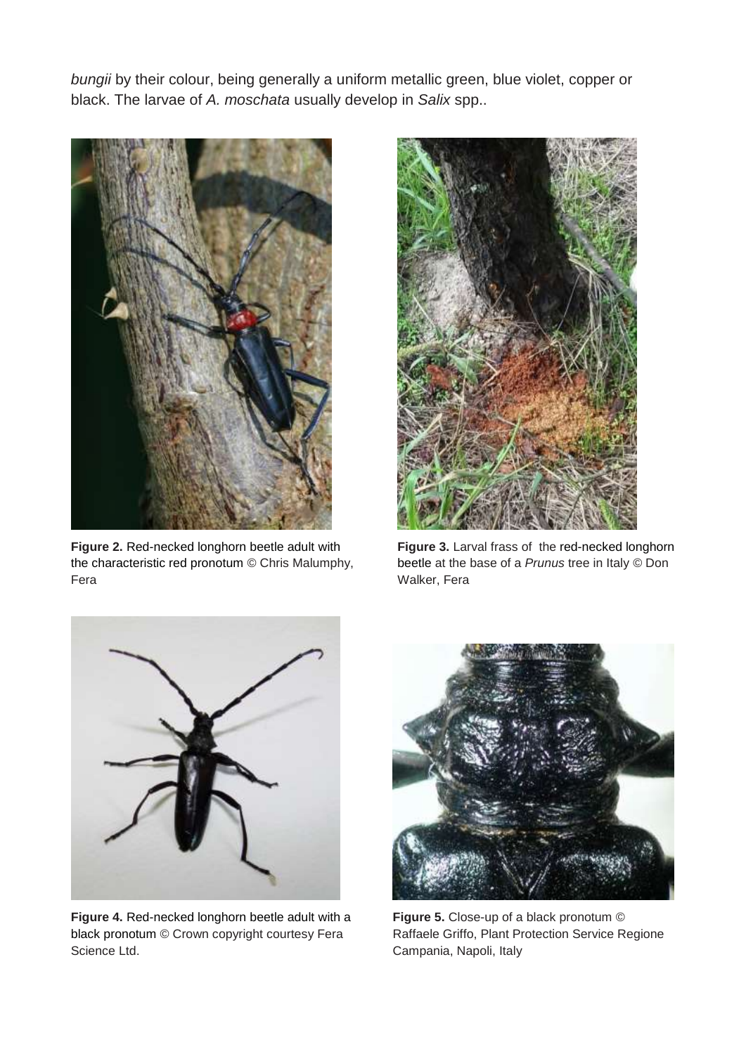*bungii* by their colour, being generally a uniform metallic green, blue violet, copper or black. The larvae of *A. moschata* usually develop in *Salix* spp..

**Figure 2.** Red-necked longhorn beetle adult with the characteristic red pronotum © Chris Malumphy, Fera

**Figure 3.** Larval frass of the red-necked longhorn beetle at the base of a *Prunus* tree in Italy © Don Walker, Fera

**Figure 4.** Red-necked longhorn beetle adult with a black pronotum © Crown copyright courtesy Fera Science Ltd.

**Figure 5.** Close-up of a black pronotum © Raffaele Griffo, Plant Protection Service Regione Campania, Napoli, Italy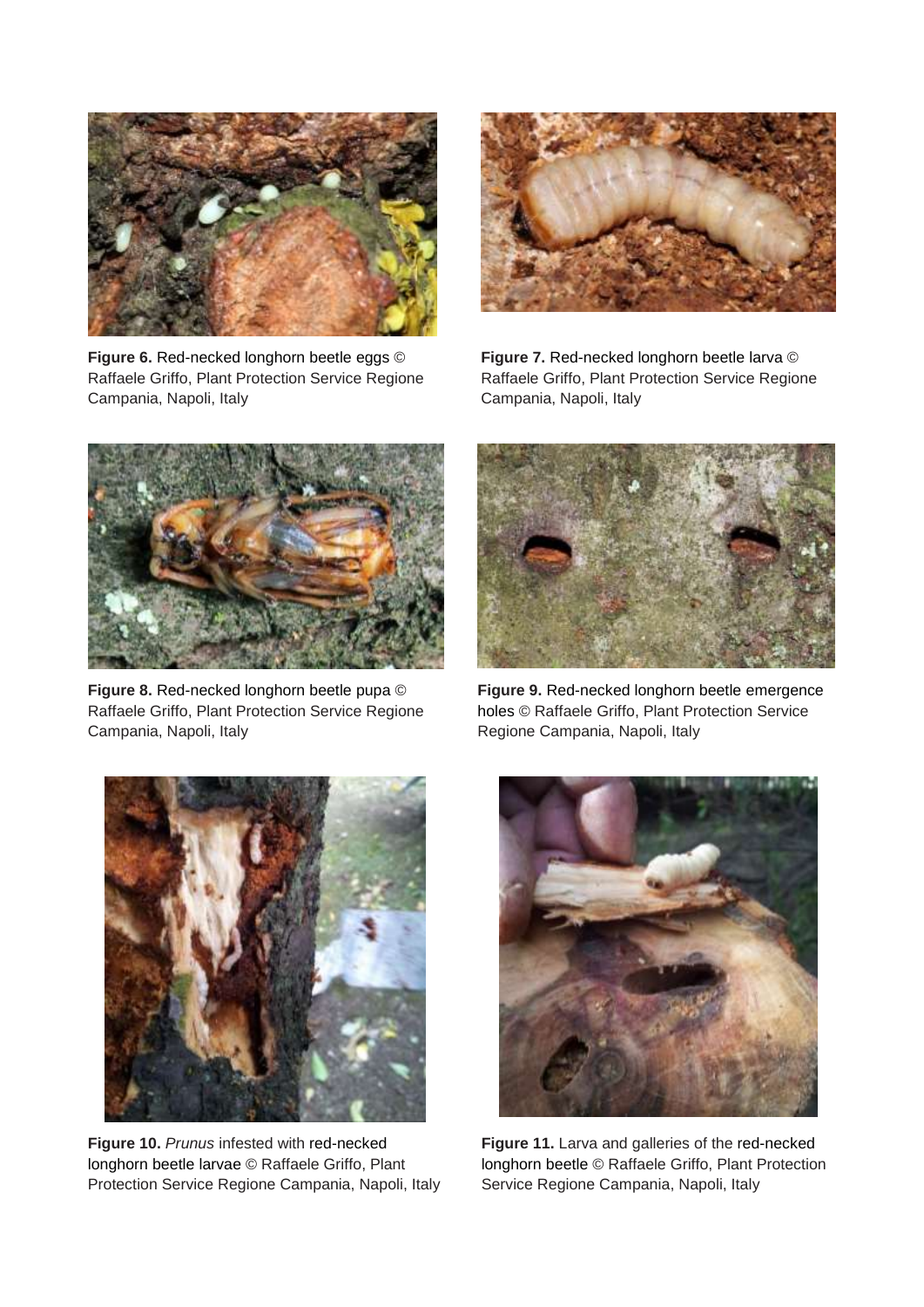**Figure 6.** Red-necked longhorn beetle eggs © Raffaele Griffo, Plant Protection Service Regione Campania, Napoli, Italy

**Figure 7.** Red-necked longhorn beetle larva © Raffaele Griffo, Plant Protection Service Regione Campania, Napoli, Italy

**Figure 8.** Red-necked longhorn beetle pupa © Raffaele Griffo, Plant Protection Service Regione Campania, Napoli, Italy

**Figure 9.** Red-necked longhorn beetle emergence holes © Raffaele Griffo, Plant Protection Service Regione Campania, Napoli, Italy

**Figure 10.** *Prunus* infested with red-necked longhorn beetle larvae © Raffaele Griffo, Plant Protection Service Regione Campania, Napoli, Italy

**Figure 11.** Larva and galleries of the red-necked longhorn beetle © Raffaele Griffo, Plant Protection Service Regione Campania, Napoli, Italy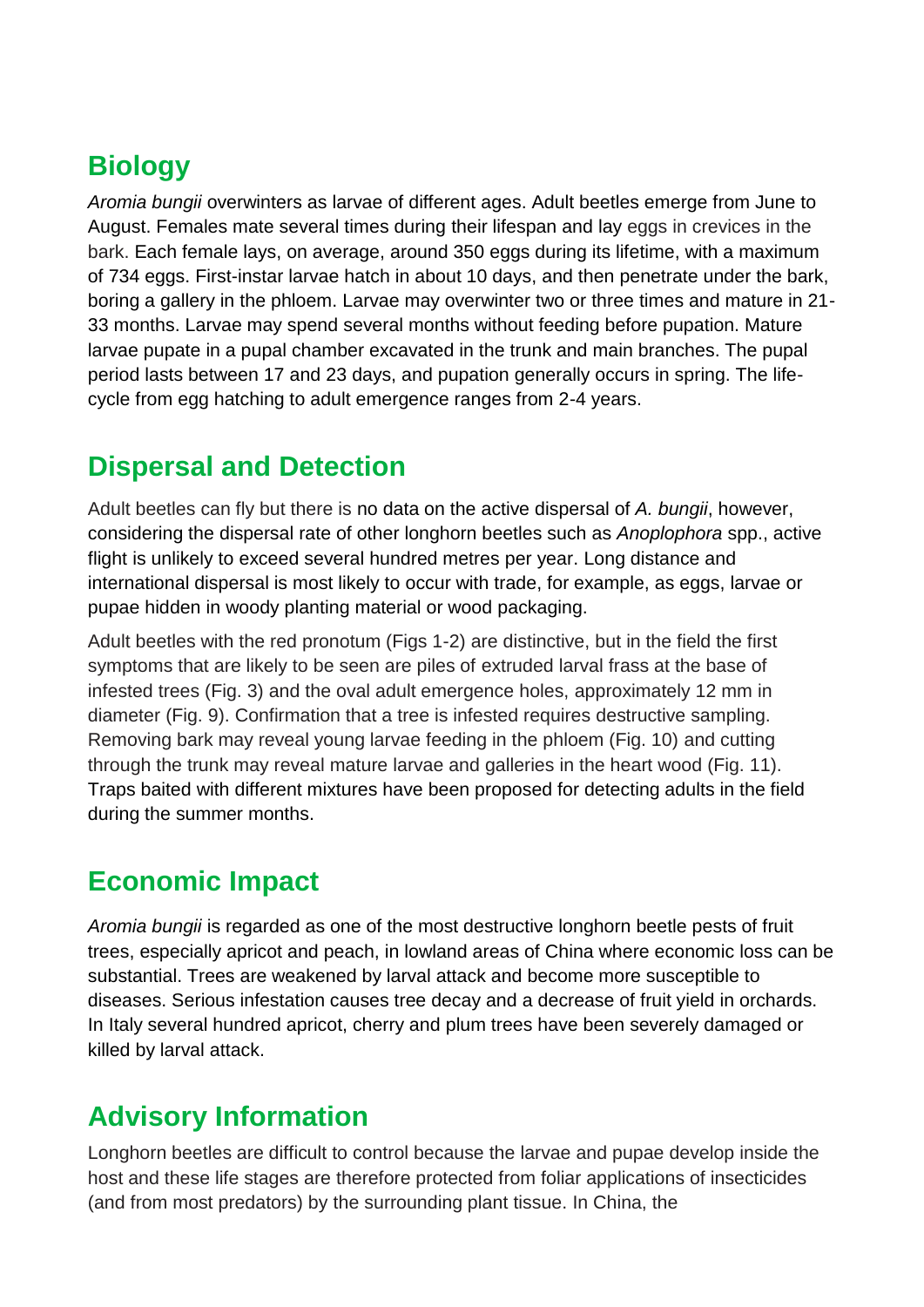## Biology

*Aromia bungii* overwinters as larvae of different ages. Adult beetles emerge from June to August. Females mate several times during their lifespan and lay eggs in crevices in the bark. Each female lays, on average, around 350 eggs during its lifetime, with a maximum of 734 eggs. First-instar larvae hatch in about 10 days, and then penetrate under the bark, boring a gallery in the phloem. Larvae may overwinter two or three times and mature in 21-33 months. Larvae may spend several months without feeding before pupation. Mature larvae pupate in a pupal chamber excavated in the trunk and main branches. The pupal period lasts between 17 and 23 days, and pupation generally occurs in spring. The life-cycle from egg hatching to adult emergence ranges from 2-4 years.

## Dispersal and Detection

Adult beetles can fly but there is no data on the active dispersal of *A. bungii*, however, considering the dispersal rate of other longhorn beetles such as *Anoplophora* spp., active flight is unlikely to exceed several hundred metres per year. Long distance and international dispersal is most likely to occur with trade, for example, as eggs, larvae or pupae hidden in woody planting material or wood packaging.

Adult beetles with the red pronotum (Figs 1-2) are distinctive, but in the field the first symptoms that are likely to be seen are piles of extruded larval frass at the base of infested trees (Fig. 3) and the oval adult emergence holes, approximately 12 mm in diameter (Fig. 9). Confirmation that a tree is infested requires destructive sampling. Removing bark may reveal young larvae feeding in the phloem (Fig. 10) and cutting through the trunk may reveal mature larvae and galleries in the heart wood (Fig. 11). Traps baited with different mixtures have been proposed for detecting adults in the field during the summer months.

## Economic Impact

*Aromia bungii* is regarded as one of the most destructive longhorn beetle pests of fruit trees, especially apricot and peach, in lowland areas of China where economic loss can be substantial. Trees are weakened by larval attack and become more susceptible to diseases. Serious infestation causes tree decay and a decrease of fruit yield in orchards. In Italy several hundred apricot, cherry and plum trees have been severely damaged or killed by larval attack.

## Advisory Information

Longhorn beetles are difficult to control because the larvae and pupae develop inside the host and these life stages are therefore protected from foliar applications of insecticides (and from most predators) by the surrounding plant tissue. In China, the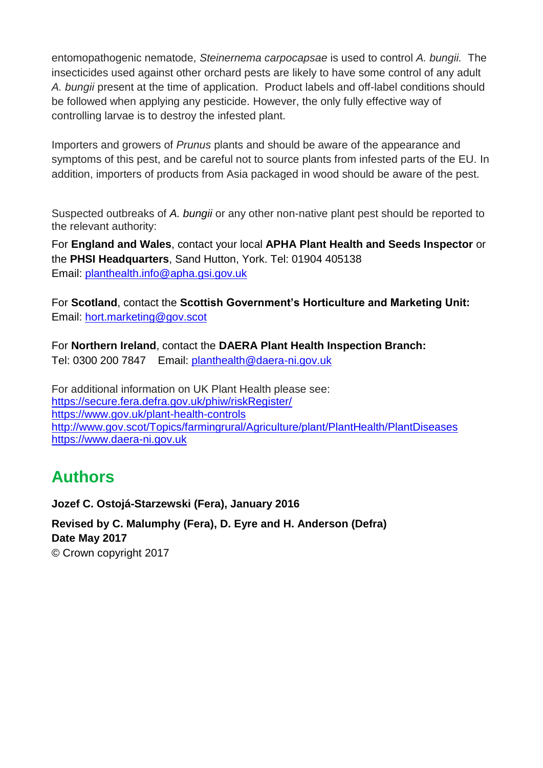entomopathogenic nematode, *Steinernema carpocapsae* is used to control *A. bungii.* The insecticides used against other orchard pests are likely to have some control of any adult *A. bungii* present at the time of application. Product labels and off-label conditions should be followed when applying any pesticide. However, the only fully effective way of controlling larvae is to destroy the infested plant.

Importers and growers of *Prunus* plants and should be aware of the appearance and symptoms of this pest, and be careful not to source plants from infested parts of the EU. In addition, importers of products from Asia packaged in wood should be aware of the pest.

Suspected outbreaks of *A. bungii* or any other non-native plant pest should be reported to the relevant authority:

For **England and Wales**, contact your local **APHA Plant Health and Seeds Inspector** or the **PHSI Headquarters**, Sand Hutton, York. Tel: 01904 405138
Email: planthealth.info@apha.gsi.gov.uk

For **Scotland**, contact the **Scottish Government's Horticulture and Marketing Unit:**
Email: hort.marketing@gov.scot

For **Northern Ireland**, contact the **DAERA Plant Health Inspection Branch:**
Tel: 0300 200 7847 Email: planthealth@daera-ni.gov.uk

For additional information on UK Plant Health please see:
https://secure.fera.defra.gov.uk/phiw/riskRegister/
https://www.gov.uk/plant-health-controls
http://www.gov.scot/Topics/farmingrural/Agriculture/plant/PlantHealth/PlantDiseases
https://www.daera-ni.gov.uk

## Authors

**Jozef C. Ostojá-Starzewski (Fera), January 2016**

**Revised by C. Malumphy (Fera), D. Eyre and H. Anderson (Defra)**
**Date May 2017**
© Crown copyright 2017